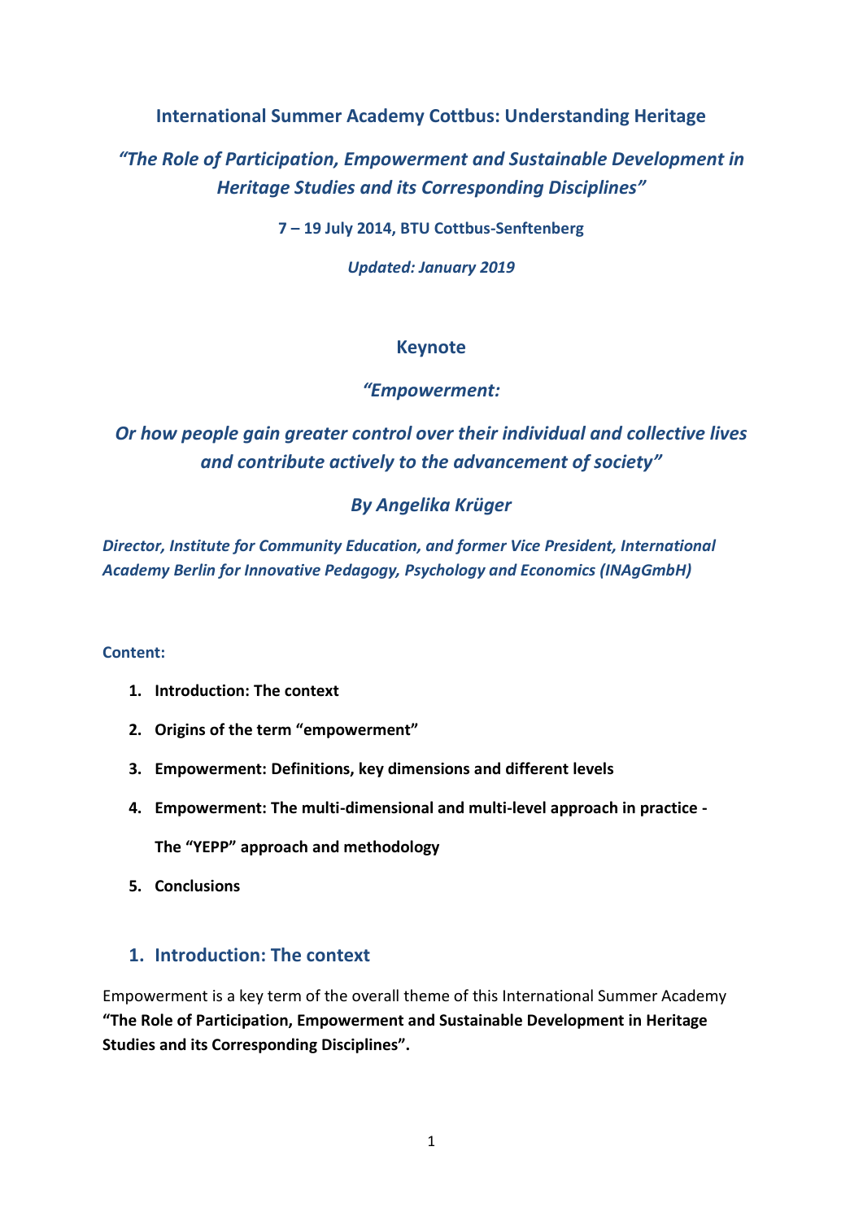# International Summer Academy Cottbus: Understanding Heritage

## *“The Role of Participation, Empowerment and Sustainable Development in Heritage Studies and its Corresponding Disciplines”*

**7 – 19 July 2014, BTU Cottbus-Senftenberg**

***Updated: January 2019***

## Keynote

## *“Empowerment:*

## *Or how people gain greater control over their individual and collective lives and contribute actively to the advancement of society”*

## *By Angelika Krüger*

***Director, Institute for Community Education, and former Vice President, International Academy Berlin for Innovative Pedagogy, Psychology and Economics (INAgGmbH)***

**Content:**

1. **Introduction: The context**
2. **Origins of the term “empowerment”**
3. **Empowerment: Definitions, key dimensions and different levels**
4. **Empowerment: The multi-dimensional and multi-level approach in practice -**

   **The “YEPP” approach and methodology**
5. **Conclusions**

## 1. Introduction: The context

Empowerment is a key term of the overall theme of this International Summer Academy **“The Role of Participation, Empowerment and Sustainable Development in Heritage Studies and its Corresponding Disciplines”.**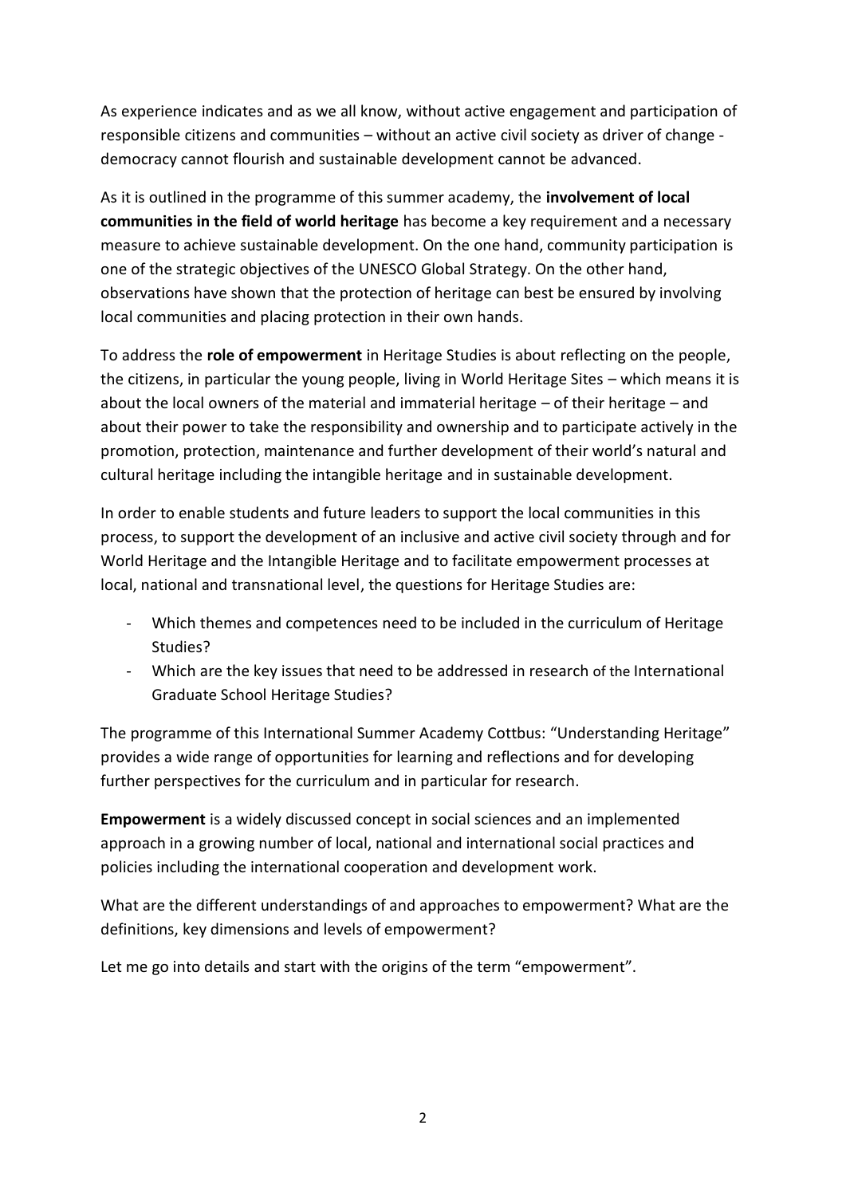As experience indicates and as we all know, without active engagement and participation of responsible citizens and communities – without an active civil society as driver of change - democracy cannot flourish and sustainable development cannot be advanced.

As it is outlined in the programme of this summer academy, the **involvement of local communities in the field of world heritage** has become a key requirement and a necessary measure to achieve sustainable development. On the one hand, community participation is one of the strategic objectives of the UNESCO Global Strategy. On the other hand, observations have shown that the protection of heritage can best be ensured by involving local communities and placing protection in their own hands.

To address the **role of empowerment** in Heritage Studies is about reflecting on the people, the citizens, in particular the young people, living in World Heritage Sites – which means it is about the local owners of the material and immaterial heritage – of their heritage – and about their power to take the responsibility and ownership and to participate actively in the promotion, protection, maintenance and further development of their world's natural and cultural heritage including the intangible heritage and in sustainable development.

In order to enable students and future leaders to support the local communities in this process, to support the development of an inclusive and active civil society through and for World Heritage and the Intangible Heritage and to facilitate empowerment processes at local, national and transnational level, the questions for Heritage Studies are:

- Which themes and competences need to be included in the curriculum of Heritage Studies?
- Which are the key issues that need to be addressed in research of the International Graduate School Heritage Studies?

The programme of this International Summer Academy Cottbus: "Understanding Heritage" provides a wide range of opportunities for learning and reflections and for developing further perspectives for the curriculum and in particular for research.

**Empowerment** is a widely discussed concept in social sciences and an implemented approach in a growing number of local, national and international social practices and policies including the international cooperation and development work.

What are the different understandings of and approaches to empowerment? What are the definitions, key dimensions and levels of empowerment?

Let me go into details and start with the origins of the term "empowerment".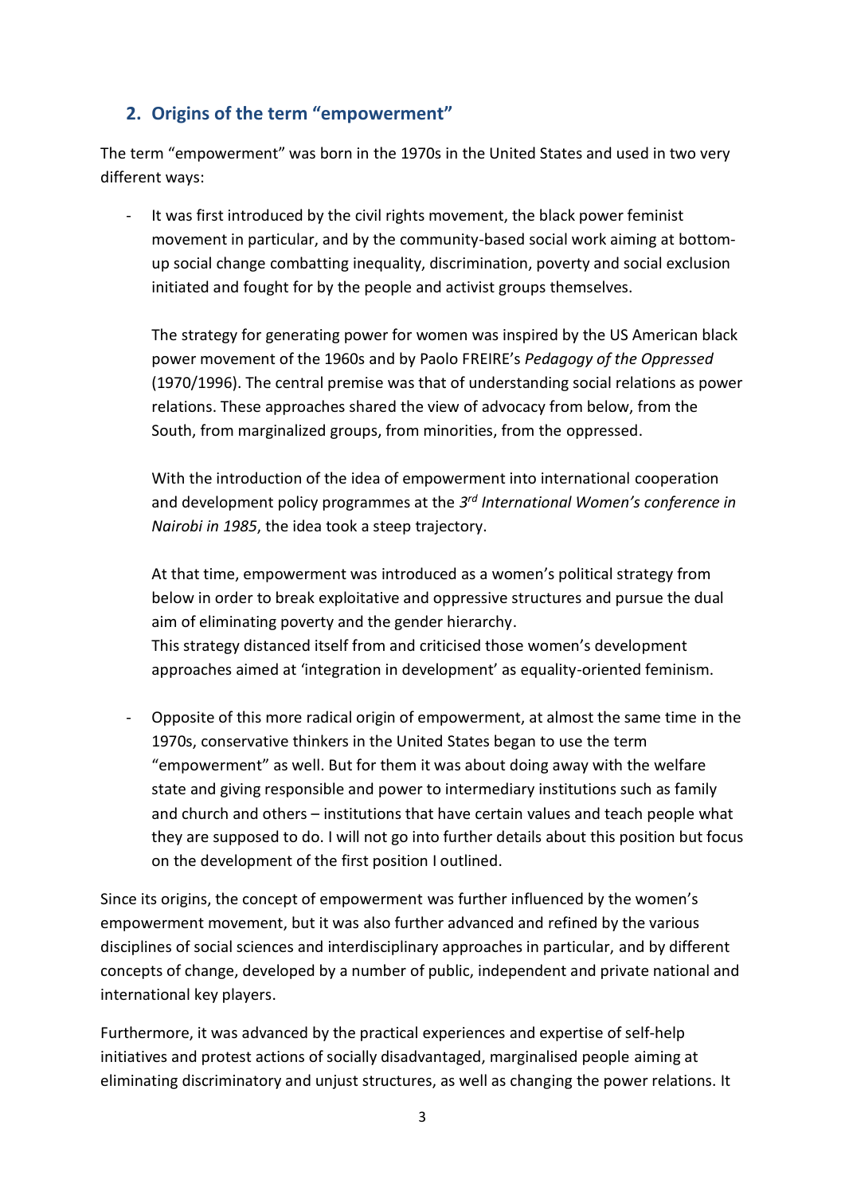## 2. Origins of the term "empowerment"

The term "empowerment" was born in the 1970s in the United States and used in two very different ways:

- It was first introduced by the civil rights movement, the black power feminist movement in particular, and by the community-based social work aiming at bottom-up social change combatting inequality, discrimination, poverty and social exclusion initiated and fought for by the people and activist groups themselves.

  The strategy for generating power for women was inspired by the US American black power movement of the 1960s and by Paolo FREIRE's *Pedagogy of the Oppressed* (1970/1996). The central premise was that of understanding social relations as power relations. These approaches shared the view of advocacy from below, from the South, from marginalized groups, from minorities, from the oppressed.

  With the introduction of the idea of empowerment into international cooperation and development policy programmes at the *3rd International Women's conference in Nairobi in 1985*, the idea took a steep trajectory.

  At that time, empowerment was introduced as a women's political strategy from below in order to break exploitative and oppressive structures and pursue the dual aim of eliminating poverty and the gender hierarchy.
  This strategy distanced itself from and criticised those women's development approaches aimed at 'integration in development' as equality-oriented feminism.

- Opposite of this more radical origin of empowerment, at almost the same time in the 1970s, conservative thinkers in the United States began to use the term "empowerment" as well. But for them it was about doing away with the welfare state and giving responsible and power to intermediary institutions such as family and church and others – institutions that have certain values and teach people what they are supposed to do. I will not go into further details about this position but focus on the development of the first position I outlined.

Since its origins, the concept of empowerment was further influenced by the women's empowerment movement, but it was also further advanced and refined by the various disciplines of social sciences and interdisciplinary approaches in particular, and by different concepts of change, developed by a number of public, independent and private national and international key players.

Furthermore, it was advanced by the practical experiences and expertise of self-help initiatives and protest actions of socially disadvantaged, marginalised people aiming at eliminating discriminatory and unjust structures, as well as changing the power relations. It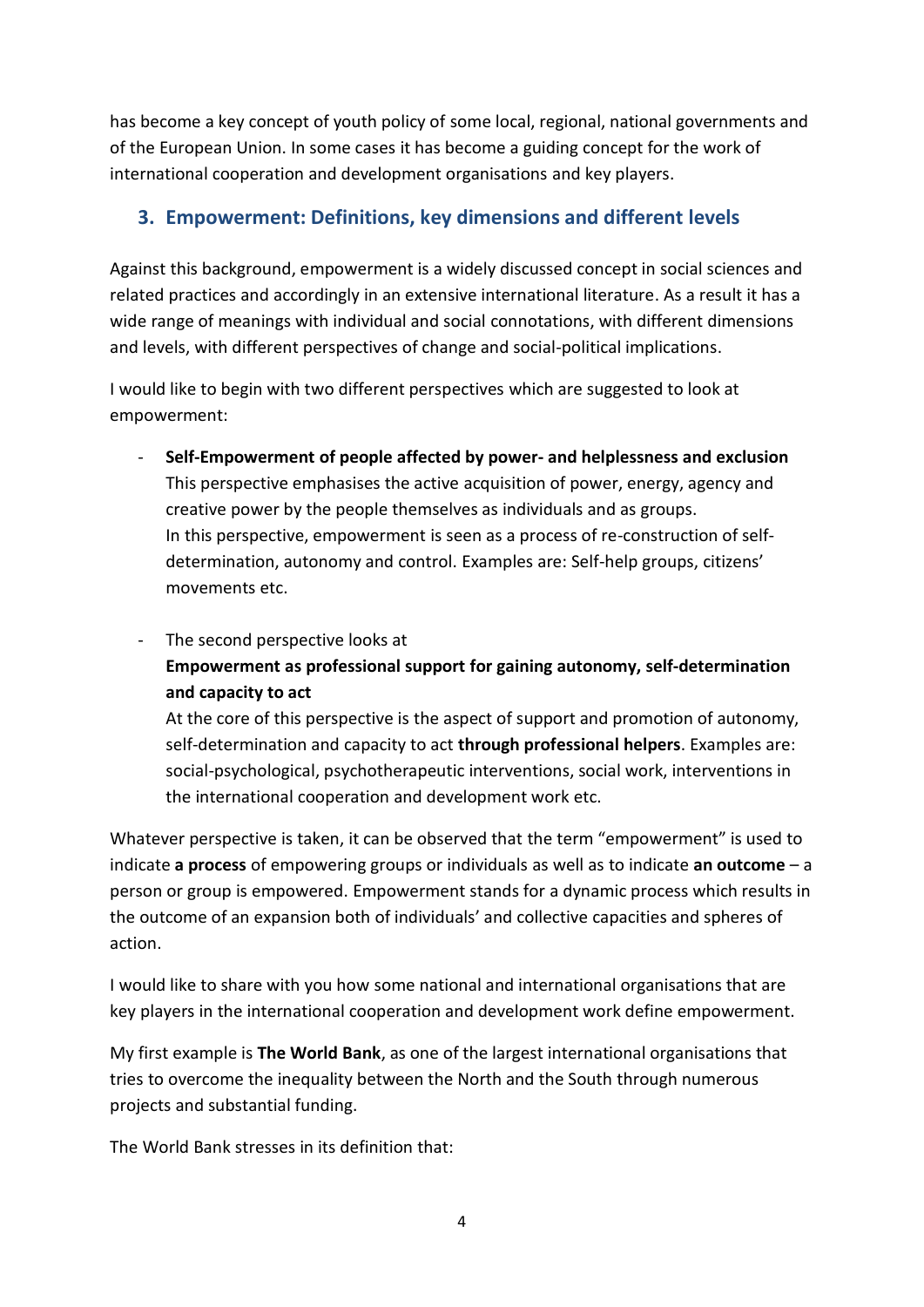has become a key concept of youth policy of some local, regional, national governments and of the European Union. In some cases it has become a guiding concept for the work of international cooperation and development organisations and key players.

## 3. Empowerment: Definitions, key dimensions and different levels

Against this background, empowerment is a widely discussed concept in social sciences and related practices and accordingly in an extensive international literature. As a result it has a wide range of meanings with individual and social connotations, with different dimensions and levels, with different perspectives of change and social-political implications.

I would like to begin with two different perspectives which are suggested to look at empowerment:

- **Self-Empowerment of people affected by power- and helplessness and exclusion**
  This perspective emphasises the active acquisition of power, energy, agency and creative power by the people themselves as individuals and as groups.
  In this perspective, empowerment is seen as a process of re-construction of self-determination, autonomy and control. Examples are: Self-help groups, citizens' movements etc.

- The second perspective looks at
  **Empowerment as professional support for gaining autonomy, self-determination and capacity to act**
  At the core of this perspective is the aspect of support and promotion of autonomy, self-determination and capacity to act **through professional helpers**. Examples are: social-psychological, psychotherapeutic interventions, social work, interventions in the international cooperation and development work etc.

Whatever perspective is taken, it can be observed that the term "empowerment" is used to indicate **a process** of empowering groups or individuals as well as to indicate **an outcome** – a person or group is empowered. Empowerment stands for a dynamic process which results in the outcome of an expansion both of individuals' and collective capacities and spheres of action.

I would like to share with you how some national and international organisations that are key players in the international cooperation and development work define empowerment.

My first example is **The World Bank**, as one of the largest international organisations that tries to overcome the inequality between the North and the South through numerous projects and substantial funding.

The World Bank stresses in its definition that: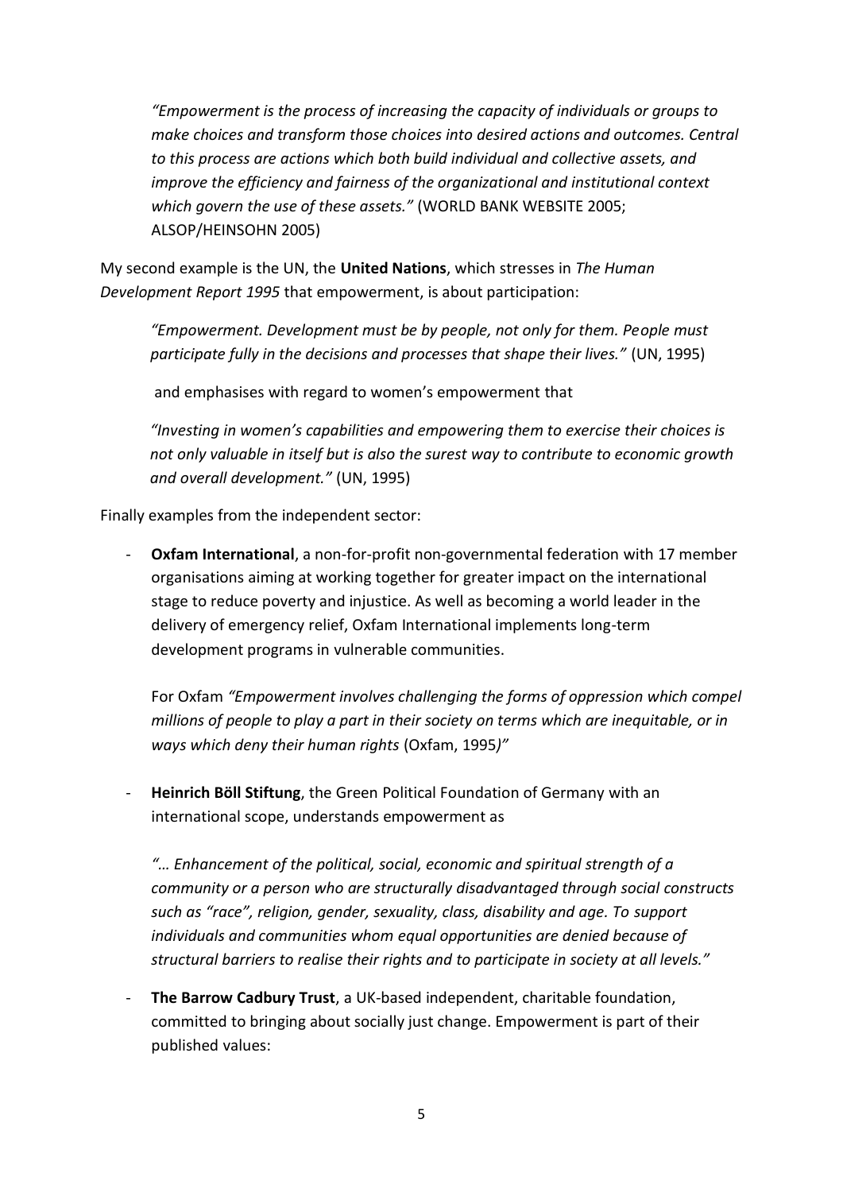> *"Empowerment is the process of increasing the capacity of individuals or groups to make choices and transform those choices into desired actions and outcomes. Central to this process are actions which both build individual and collective assets, and improve the efficiency and fairness of the organizational and institutional context which govern the use of these assets."* (WORLD BANK WEBSITE 2005; ALSOP/HEINSOHN 2005)

My second example is the UN, the **United Nations**, which stresses in *The Human Development Report 1995* that empowerment, is about participation:

> *"Empowerment. Development must be by people, not only for them. People must participate fully in the decisions and processes that shape their lives."* (UN, 1995)
>
> and emphasises with regard to women's empowerment that
>
> *"Investing in women's capabilities and empowering them to exercise their choices is not only valuable in itself but is also the surest way to contribute to economic growth and overall development."* (UN, 1995)

Finally examples from the independent sector:

- **Oxfam International**, a non-for-profit non-governmental federation with 17 member organisations aiming at working together for greater impact on the international stage to reduce poverty and injustice. As well as becoming a world leader in the delivery of emergency relief, Oxfam International implements long-term development programs in vulnerable communities.

  For Oxfam *"Empowerment involves challenging the forms of oppression which compel millions of people to play a part in their society on terms which are inequitable, or in ways which deny their human rights* (Oxfam, 1995*)"*

- **Heinrich Böll Stiftung**, the Green Political Foundation of Germany with an international scope, understands empowerment as

  *"… Enhancement of the political, social, economic and spiritual strength of a community or a person who are structurally disadvantaged through social constructs such as "race", religion, gender, sexuality, class, disability and age. To support individuals and communities whom equal opportunities are denied because of structural barriers to realise their rights and to participate in society at all levels."*

- **The Barrow Cadbury Trust**, a UK-based independent, charitable foundation, committed to bringing about socially just change. Empowerment is part of their published values: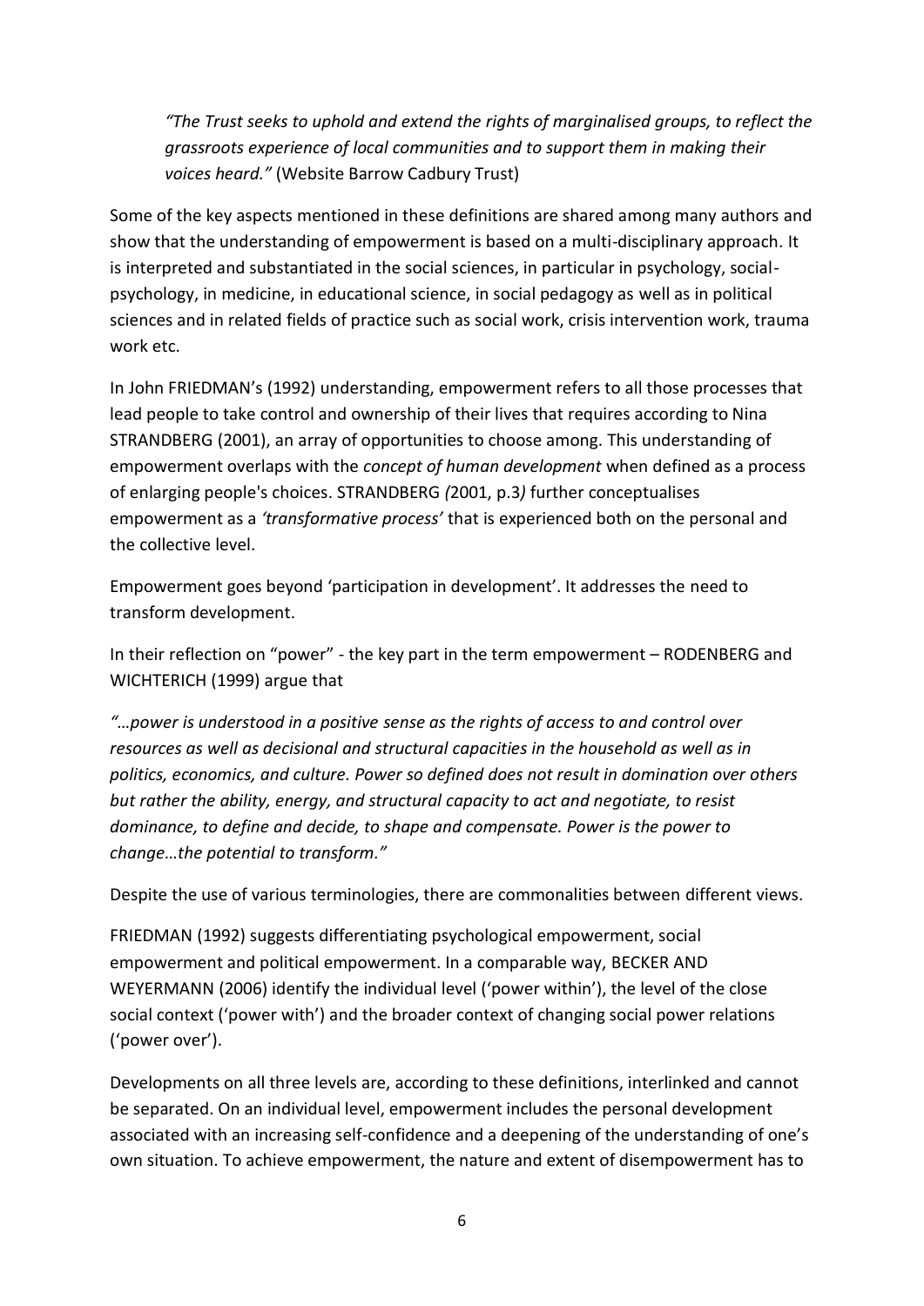*"The Trust seeks to uphold and extend the rights of marginalised groups, to reflect the grassroots experience of local communities and to support them in making their voices heard."* (Website Barrow Cadbury Trust)

Some of the key aspects mentioned in these definitions are shared among many authors and show that the understanding of empowerment is based on a multi-disciplinary approach. It is interpreted and substantiated in the social sciences, in particular in psychology, social-psychology, in medicine, in educational science, in social pedagogy as well as in political sciences and in related fields of practice such as social work, crisis intervention work, trauma work etc.

In John FRIEDMAN's (1992) understanding, empowerment refers to all those processes that lead people to take control and ownership of their lives that requires according to Nina STRANDBERG (2001), an array of opportunities to choose among. This understanding of empowerment overlaps with the *concept of human development* when defined as a process of enlarging people's choices. STRANDBERG *(*2001, p.3*)* further conceptualises empowerment as a *'transformative process'* that is experienced both on the personal and the collective level.

Empowerment goes beyond 'participation in development'. It addresses the need to transform development.

In their reflection on "power" - the key part in the term empowerment – RODENBERG and WICHTERICH (1999) argue that

*"…power is understood in a positive sense as the rights of access to and control over resources as well as decisional and structural capacities in the household as well as in politics, economics, and culture. Power so defined does not result in domination over others but rather the ability, energy, and structural capacity to act and negotiate, to resist dominance, to define and decide, to shape and compensate. Power is the power to change…the potential to transform."*

Despite the use of various terminologies, there are commonalities between different views.

FRIEDMAN (1992) suggests differentiating psychological empowerment, social empowerment and political empowerment. In a comparable way, BECKER AND WEYERMANN (2006) identify the individual level ('power within'), the level of the close social context ('power with') and the broader context of changing social power relations ('power over').

Developments on all three levels are, according to these definitions, interlinked and cannot be separated. On an individual level, empowerment includes the personal development associated with an increasing self-confidence and a deepening of the understanding of one's own situation. To achieve empowerment, the nature and extent of disempowerment has to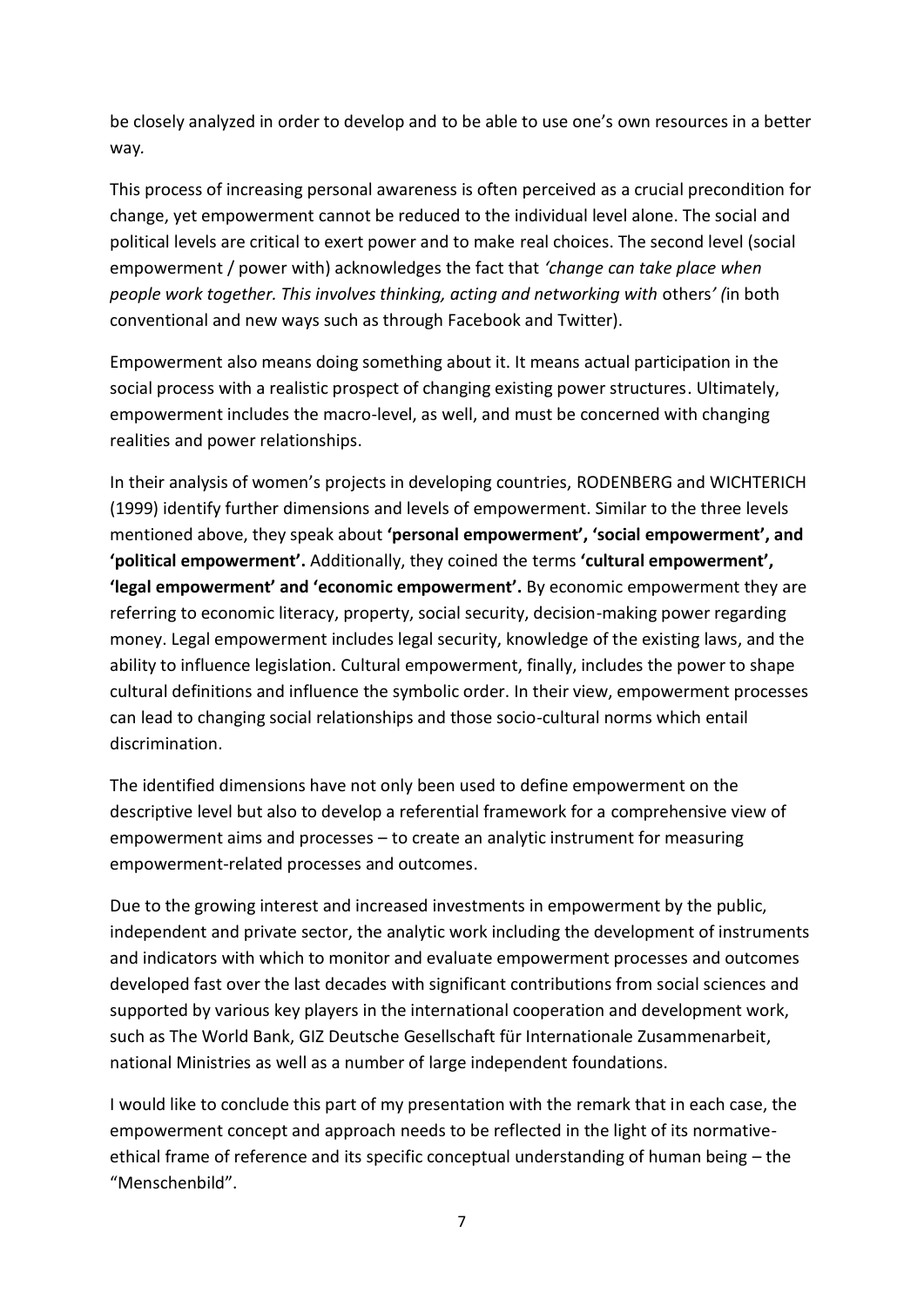be closely analyzed in order to develop and to be able to use one's own resources in a better way.

This process of increasing personal awareness is often perceived as a crucial precondition for change, yet empowerment cannot be reduced to the individual level alone. The social and political levels are critical to exert power and to make real choices. The second level (social empowerment / power with) acknowledges the fact that *'change can take place when people work together. This involves thinking, acting and networking with* others*' (*in both conventional and new ways such as through Facebook and Twitter).

Empowerment also means doing something about it. It means actual participation in the social process with a realistic prospect of changing existing power structures. Ultimately, empowerment includes the macro-level, as well, and must be concerned with changing realities and power relationships.

In their analysis of women's projects in developing countries, RODENBERG and WICHTERICH (1999) identify further dimensions and levels of empowerment. Similar to the three levels mentioned above, they speak about **'personal empowerment', 'social empowerment', and 'political empowerment'.** Additionally, they coined the terms **'cultural empowerment', 'legal empowerment' and 'economic empowerment'.** By economic empowerment they are referring to economic literacy, property, social security, decision-making power regarding money. Legal empowerment includes legal security, knowledge of the existing laws, and the ability to influence legislation. Cultural empowerment, finally, includes the power to shape cultural definitions and influence the symbolic order. In their view, empowerment processes can lead to changing social relationships and those socio-cultural norms which entail discrimination.

The identified dimensions have not only been used to define empowerment on the descriptive level but also to develop a referential framework for a comprehensive view of empowerment aims and processes – to create an analytic instrument for measuring empowerment-related processes and outcomes.

Due to the growing interest and increased investments in empowerment by the public, independent and private sector, the analytic work including the development of instruments and indicators with which to monitor and evaluate empowerment processes and outcomes developed fast over the last decades with significant contributions from social sciences and supported by various key players in the international cooperation and development work, such as The World Bank, GIZ Deutsche Gesellschaft für Internationale Zusammenarbeit, national Ministries as well as a number of large independent foundations.

I would like to conclude this part of my presentation with the remark that in each case, the empowerment concept and approach needs to be reflected in the light of its normative-ethical frame of reference and its specific conceptual understanding of human being – the "Menschenbild".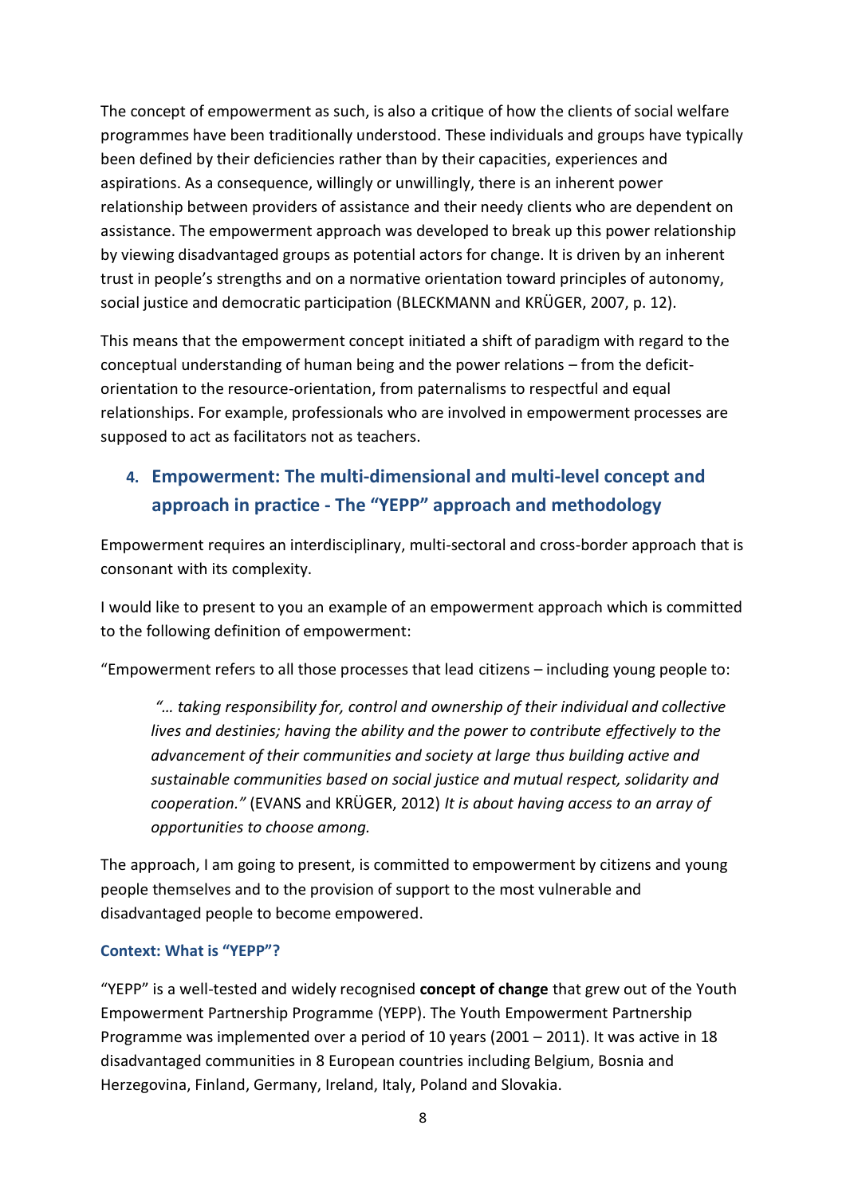The concept of empowerment as such, is also a critique of how the clients of social welfare programmes have been traditionally understood. These individuals and groups have typically been defined by their deficiencies rather than by their capacities, experiences and aspirations. As a consequence, willingly or unwillingly, there is an inherent power relationship between providers of assistance and their needy clients who are dependent on assistance. The empowerment approach was developed to break up this power relationship by viewing disadvantaged groups as potential actors for change. It is driven by an inherent trust in people's strengths and on a normative orientation toward principles of autonomy, social justice and democratic participation (BLECKMANN and KRÜGER, 2007, p. 12).

This means that the empowerment concept initiated a shift of paradigm with regard to the conceptual understanding of human being and the power relations – from the deficit-orientation to the resource-orientation, from paternalisms to respectful and equal relationships. For example, professionals who are involved in empowerment processes are supposed to act as facilitators not as teachers.

## 4. Empowerment: The multi-dimensional and multi-level concept and approach in practice - The "YEPP" approach and methodology

Empowerment requires an interdisciplinary, multi-sectoral and cross-border approach that is consonant with its complexity.

I would like to present to you an example of an empowerment approach which is committed to the following definition of empowerment:

"Empowerment refers to all those processes that lead citizens – including young people to:

> *"… taking responsibility for, control and ownership of their individual and collective lives and destinies; having the ability and the power to contribute effectively to the advancement of their communities and society at large thus building active and sustainable communities based on social justice and mutual respect, solidarity and cooperation."* (EVANS and KRÜGER, 2012) *It is about having access to an array of opportunities to choose among.*

The approach, I am going to present, is committed to empowerment by citizens and young people themselves and to the provision of support to the most vulnerable and disadvantaged people to become empowered.

### Context: What is "YEPP"?

"YEPP" is a well-tested and widely recognised **concept of change** that grew out of the Youth Empowerment Partnership Programme (YEPP). The Youth Empowerment Partnership Programme was implemented over a period of 10 years (2001 – 2011). It was active in 18 disadvantaged communities in 8 European countries including Belgium, Bosnia and Herzegovina, Finland, Germany, Ireland, Italy, Poland and Slovakia.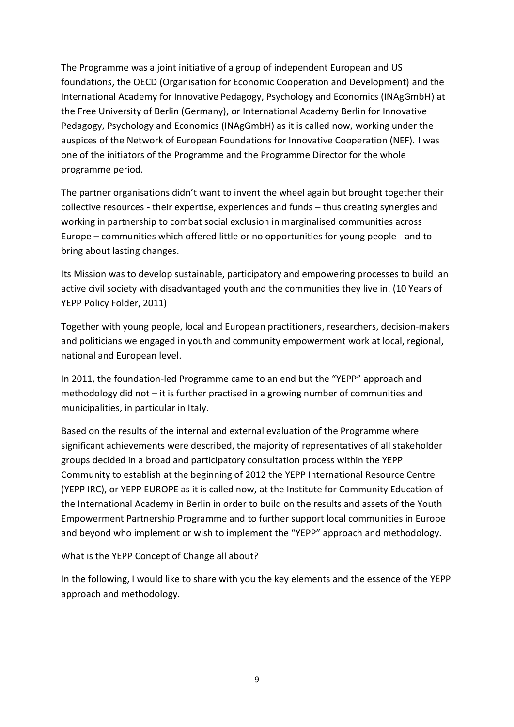The Programme was a joint initiative of a group of independent European and US foundations, the OECD (Organisation for Economic Cooperation and Development) and the International Academy for Innovative Pedagogy, Psychology and Economics (INAgGmbH) at the Free University of Berlin (Germany), or International Academy Berlin for Innovative Pedagogy, Psychology and Economics (INAgGmbH) as it is called now, working under the auspices of the Network of European Foundations for Innovative Cooperation (NEF). I was one of the initiators of the Programme and the Programme Director for the whole programme period.

The partner organisations didn't want to invent the wheel again but brought together their collective resources - their expertise, experiences and funds – thus creating synergies and working in partnership to combat social exclusion in marginalised communities across Europe – communities which offered little or no opportunities for young people - and to bring about lasting changes.

Its Mission was to develop sustainable, participatory and empowering processes to build an active civil society with disadvantaged youth and the communities they live in. (10 Years of YEPP Policy Folder, 2011)

Together with young people, local and European practitioners, researchers, decision-makers and politicians we engaged in youth and community empowerment work at local, regional, national and European level.

In 2011, the foundation-led Programme came to an end but the "YEPP" approach and methodology did not – it is further practised in a growing number of communities and municipalities, in particular in Italy.

Based on the results of the internal and external evaluation of the Programme where significant achievements were described, the majority of representatives of all stakeholder groups decided in a broad and participatory consultation process within the YEPP Community to establish at the beginning of 2012 the YEPP International Resource Centre (YEPP IRC), or YEPP EUROPE as it is called now, at the Institute for Community Education of the International Academy in Berlin in order to build on the results and assets of the Youth Empowerment Partnership Programme and to further support local communities in Europe and beyond who implement or wish to implement the "YEPP" approach and methodology.

What is the YEPP Concept of Change all about?

In the following, I would like to share with you the key elements and the essence of the YEPP approach and methodology.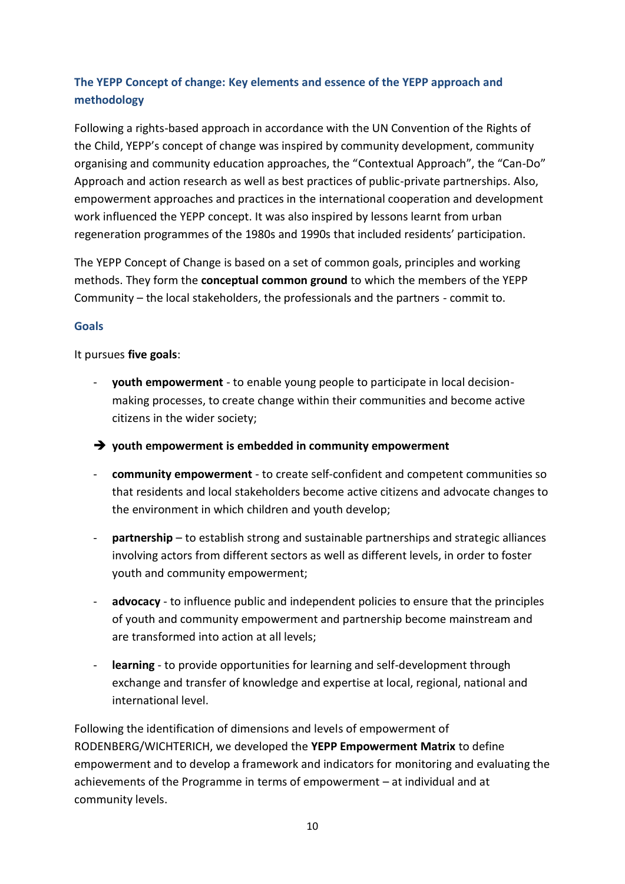## The YEPP Concept of change: Key elements and essence of the YEPP approach and methodology

Following a rights-based approach in accordance with the UN Convention of the Rights of the Child, YEPP's concept of change was inspired by community development, community organising and community education approaches, the "Contextual Approach", the "Can-Do" Approach and action research as well as best practices of public-private partnerships. Also, empowerment approaches and practices in the international cooperation and development work influenced the YEPP concept. It was also inspired by lessons learnt from urban regeneration programmes of the 1980s and 1990s that included residents' participation.

The YEPP Concept of Change is based on a set of common goals, principles and working methods. They form the **conceptual common ground** to which the members of the YEPP Community – the local stakeholders, the professionals and the partners - commit to.

### Goals

It pursues **five goals**:

- **youth empowerment** - to enable young people to participate in local decision-making processes, to create change within their communities and become active citizens in the wider society;

➔ **youth empowerment is embedded in community empowerment**

- **community empowerment** - to create self-confident and competent communities so that residents and local stakeholders become active citizens and advocate changes to the environment in which children and youth develop;
- **partnership** – to establish strong and sustainable partnerships and strategic alliances involving actors from different sectors as well as different levels, in order to foster youth and community empowerment;
- **advocacy** - to influence public and independent policies to ensure that the principles of youth and community empowerment and partnership become mainstream and are transformed into action at all levels;
- **learning** - to provide opportunities for learning and self-development through exchange and transfer of knowledge and expertise at local, regional, national and international level.

Following the identification of dimensions and levels of empowerment of RODENBERG/WICHTERICH, we developed the **YEPP Empowerment Matrix** to define empowerment and to develop a framework and indicators for monitoring and evaluating the achievements of the Programme in terms of empowerment – at individual and at community levels.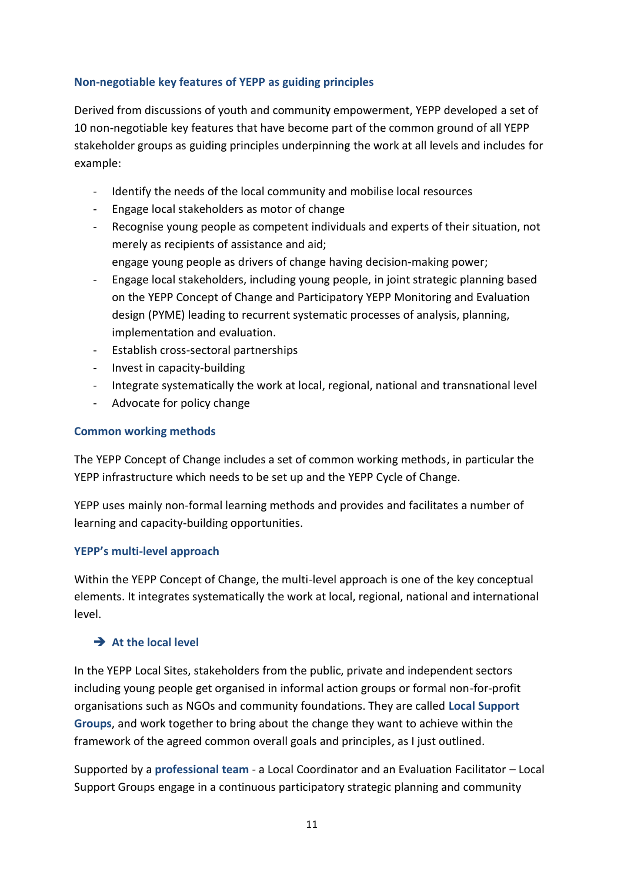### Non-negotiable key features of YEPP as guiding principles

Derived from discussions of youth and community empowerment, YEPP developed a set of 10 non-negotiable key features that have become part of the common ground of all YEPP stakeholder groups as guiding principles underpinning the work at all levels and includes for example:

- Identify the needs of the local community and mobilise local resources
- Engage local stakeholders as motor of change
- Recognise young people as competent individuals and experts of their situation, not merely as recipients of assistance and aid;
  engage young people as drivers of change having decision-making power;
- Engage local stakeholders, including young people, in joint strategic planning based on the YEPP Concept of Change and Participatory YEPP Monitoring and Evaluation design (PYME) leading to recurrent systematic processes of analysis, planning, implementation and evaluation.
- Establish cross-sectoral partnerships
- Invest in capacity-building
- Integrate systematically the work at local, regional, national and transnational level
- Advocate for policy change

### Common working methods

The YEPP Concept of Change includes a set of common working methods, in particular the YEPP infrastructure which needs to be set up and the YEPP Cycle of Change.

YEPP uses mainly non-formal learning methods and provides and facilitates a number of learning and capacity-building opportunities.

### YEPP's multi-level approach

Within the YEPP Concept of Change, the multi-level approach is one of the key conceptual elements. It integrates systematically the work at local, regional, national and international level.

#### ➔ At the local level

In the YEPP Local Sites, stakeholders from the public, private and independent sectors including young people get organised in informal action groups or formal non-for-profit organisations such as NGOs and community foundations. They are called **Local Support Groups**, and work together to bring about the change they want to achieve within the framework of the agreed common overall goals and principles, as I just outlined.

Supported by a **professional team** - a Local Coordinator and an Evaluation Facilitator – Local Support Groups engage in a continuous participatory strategic planning and community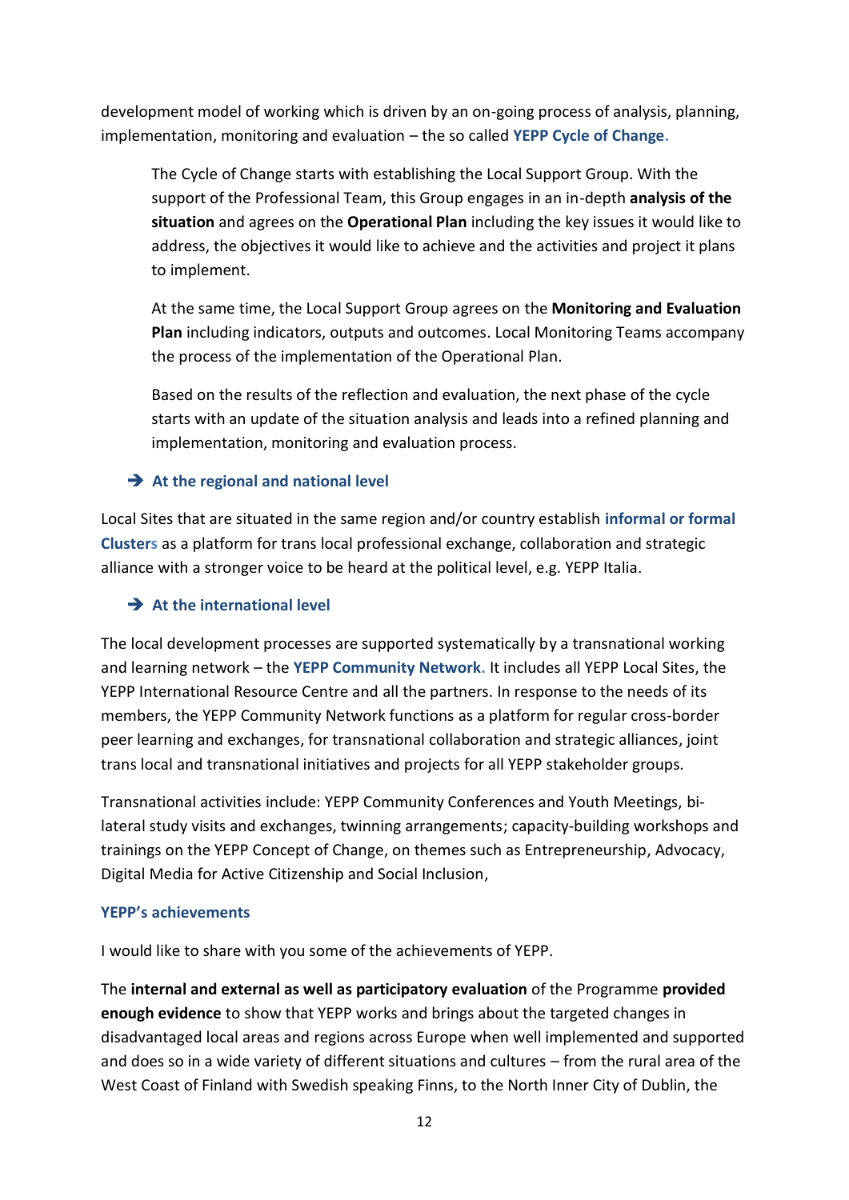development model of working which is driven by an on-going process of analysis, planning, implementation, monitoring and evaluation – the so called **YEPP Cycle of Change.**

> The Cycle of Change starts with establishing the Local Support Group. With the support of the Professional Team, this Group engages in an in-depth **analysis of the situation** and agrees on the **Operational Plan** including the key issues it would like to address, the objectives it would like to achieve and the activities and project it plans to implement.
>
> At the same time, the Local Support Group agrees on the **Monitoring and Evaluation Plan** including indicators, outputs and outcomes. Local Monitoring Teams accompany the process of the implementation of the Operational Plan.
>
> Based on the results of the reflection and evaluation, the next phase of the cycle starts with an update of the situation analysis and leads into a refined planning and implementation, monitoring and evaluation process.

➔ **At the regional and national level**

Local Sites that are situated in the same region and/or country establish **informal or formal Clusters** as a platform for trans local professional exchange, collaboration and strategic alliance with a stronger voice to be heard at the political level, e.g. YEPP Italia.

➔ **At the international level**

The local development processes are supported systematically by a transnational working and learning network – the **YEPP Community Network.** It includes all YEPP Local Sites, the YEPP International Resource Centre and all the partners. In response to the needs of its members, the YEPP Community Network functions as a platform for regular cross-border peer learning and exchanges, for transnational collaboration and strategic alliances, joint trans local and transnational initiatives and projects for all YEPP stakeholder groups.

Transnational activities include: YEPP Community Conferences and Youth Meetings, bi-lateral study visits and exchanges, twinning arrangements; capacity-building workshops and trainings on the YEPP Concept of Change, on themes such as Entrepreneurship, Advocacy, Digital Media for Active Citizenship and Social Inclusion,

**YEPP's achievements**

I would like to share with you some of the achievements of YEPP.

The **internal and external as well as participatory evaluation** of the Programme **provided enough evidence** to show that YEPP works and brings about the targeted changes in disadvantaged local areas and regions across Europe when well implemented and supported and does so in a wide variety of different situations and cultures – from the rural area of the West Coast of Finland with Swedish speaking Finns, to the North Inner City of Dublin, the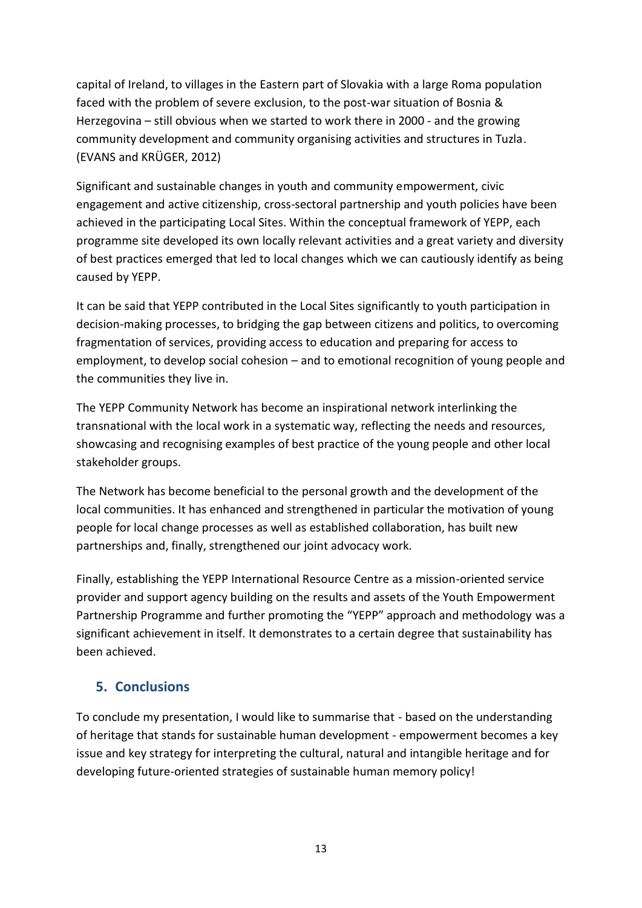capital of Ireland, to villages in the Eastern part of Slovakia with a large Roma population faced with the problem of severe exclusion, to the post-war situation of Bosnia & Herzegovina – still obvious when we started to work there in 2000 - and the growing community development and community organising activities and structures in Tuzla. (EVANS and KRÜGER, 2012)

Significant and sustainable changes in youth and community empowerment, civic engagement and active citizenship, cross-sectoral partnership and youth policies have been achieved in the participating Local Sites. Within the conceptual framework of YEPP, each programme site developed its own locally relevant activities and a great variety and diversity of best practices emerged that led to local changes which we can cautiously identify as being caused by YEPP.

It can be said that YEPP contributed in the Local Sites significantly to youth participation in decision-making processes, to bridging the gap between citizens and politics, to overcoming fragmentation of services, providing access to education and preparing for access to employment, to develop social cohesion – and to emotional recognition of young people and the communities they live in.

The YEPP Community Network has become an inspirational network interlinking the transnational with the local work in a systematic way, reflecting the needs and resources, showcasing and recognising examples of best practice of the young people and other local stakeholder groups.

The Network has become beneficial to the personal growth and the development of the local communities. It has enhanced and strengthened in particular the motivation of young people for local change processes as well as established collaboration, has built new partnerships and, finally, strengthened our joint advocacy work.

Finally, establishing the YEPP International Resource Centre as a mission-oriented service provider and support agency building on the results and assets of the Youth Empowerment Partnership Programme and further promoting the "YEPP" approach and methodology was a significant achievement in itself. It demonstrates to a certain degree that sustainability has been achieved.

## 5. Conclusions

To conclude my presentation, I would like to summarise that - based on the understanding of heritage that stands for sustainable human development - empowerment becomes a key issue and key strategy for interpreting the cultural, natural and intangible heritage and for developing future-oriented strategies of sustainable human memory policy!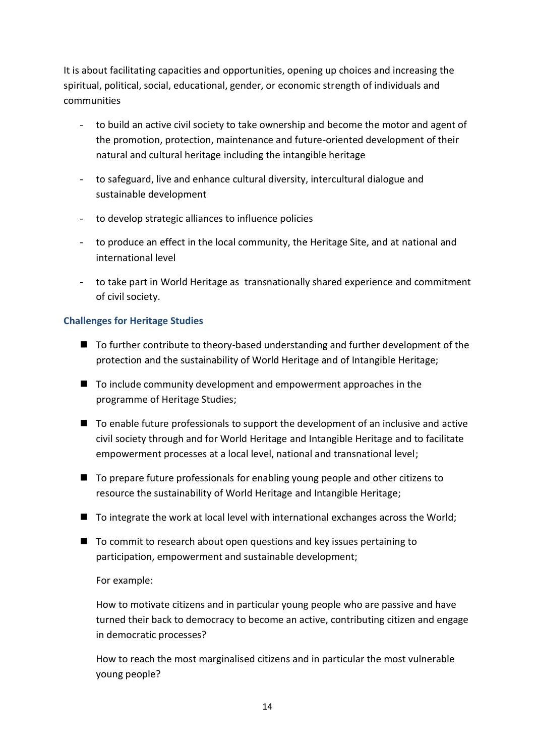It is about facilitating capacities and opportunities, opening up choices and increasing the spiritual, political, social, educational, gender, or economic strength of individuals and communities

- to build an active civil society to take ownership and become the motor and agent of the promotion, protection, maintenance and future-oriented development of their natural and cultural heritage including the intangible heritage
- to safeguard, live and enhance cultural diversity, intercultural dialogue and sustainable development
- to develop strategic alliances to influence policies
- to produce an effect in the local community, the Heritage Site, and at national and international level
- to take part in World Heritage as transnationally shared experience and commitment of civil society.

### Challenges for Heritage Studies

- To further contribute to theory-based understanding and further development of the protection and the sustainability of World Heritage and of Intangible Heritage;
- To include community development and empowerment approaches in the programme of Heritage Studies;
- To enable future professionals to support the development of an inclusive and active civil society through and for World Heritage and Intangible Heritage and to facilitate empowerment processes at a local level, national and transnational level;
- To prepare future professionals for enabling young people and other citizens to resource the sustainability of World Heritage and Intangible Heritage;
- To integrate the work at local level with international exchanges across the World;
- To commit to research about open questions and key issues pertaining to participation, empowerment and sustainable development;

  For example:

  How to motivate citizens and in particular young people who are passive and have turned their back to democracy to become an active, contributing citizen and engage in democratic processes?

  How to reach the most marginalised citizens and in particular the most vulnerable young people?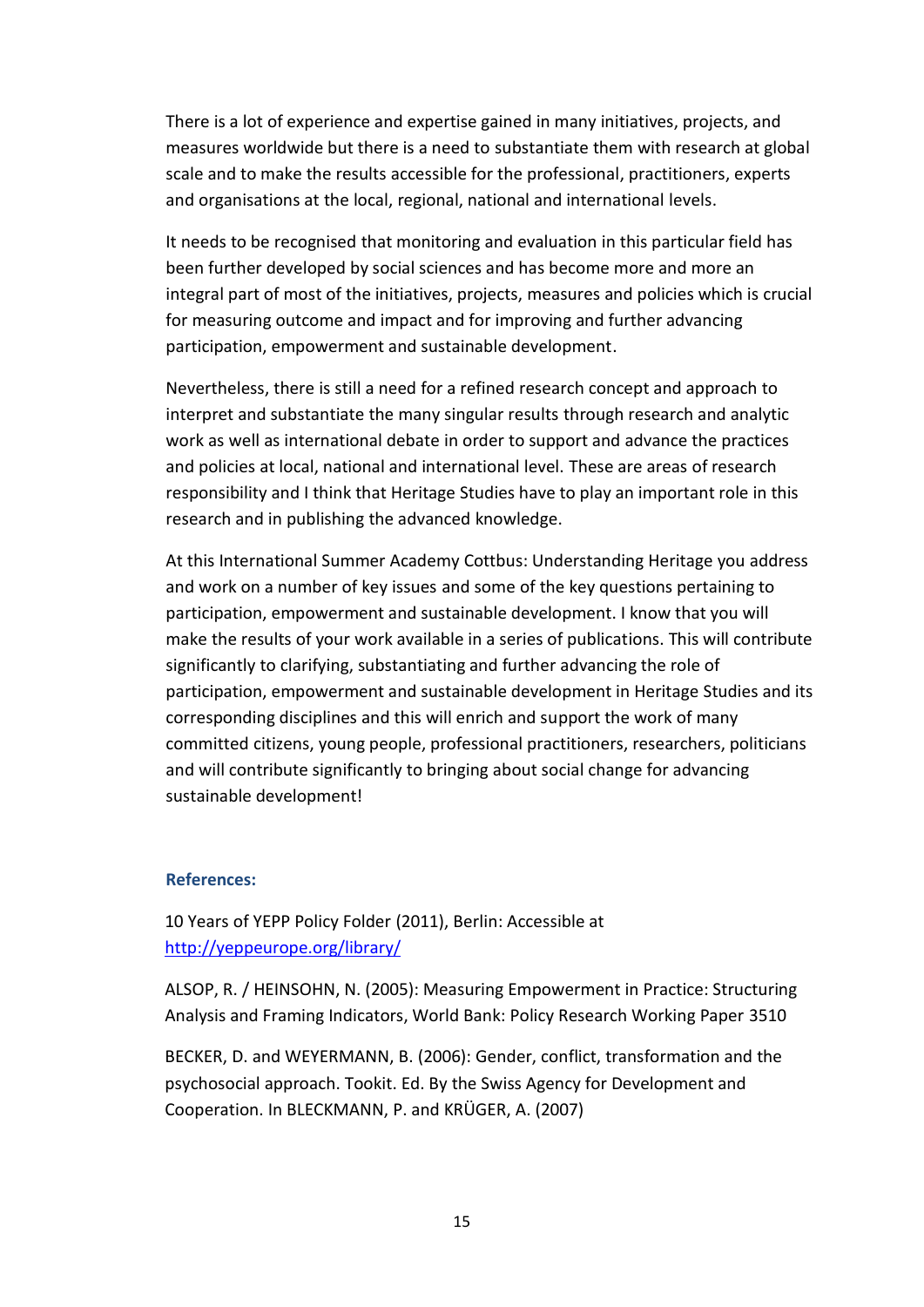There is a lot of experience and expertise gained in many initiatives, projects, and measures worldwide but there is a need to substantiate them with research at global scale and to make the results accessible for the professional, practitioners, experts and organisations at the local, regional, national and international levels.

It needs to be recognised that monitoring and evaluation in this particular field has been further developed by social sciences and has become more and more an integral part of most of the initiatives, projects, measures and policies which is crucial for measuring outcome and impact and for improving and further advancing participation, empowerment and sustainable development.

Nevertheless, there is still a need for a refined research concept and approach to interpret and substantiate the many singular results through research and analytic work as well as international debate in order to support and advance the practices and policies at local, national and international level. These are areas of research responsibility and I think that Heritage Studies have to play an important role in this research and in publishing the advanced knowledge.

At this International Summer Academy Cottbus: Understanding Heritage you address and work on a number of key issues and some of the key questions pertaining to participation, empowerment and sustainable development. I know that you will make the results of your work available in a series of publications. This will contribute significantly to clarifying, substantiating and further advancing the role of participation, empowerment and sustainable development in Heritage Studies and its corresponding disciplines and this will enrich and support the work of many committed citizens, young people, professional practitioners, researchers, politicians and will contribute significantly to bringing about social change for advancing sustainable development!

## References:

10 Years of YEPP Policy Folder (2011), Berlin: Accessible at http://yeppeurope.org/library/

ALSOP, R. / HEINSOHN, N. (2005): Measuring Empowerment in Practice: Structuring Analysis and Framing Indicators, World Bank: Policy Research Working Paper 3510

BECKER, D. and WEYERMANN, B. (2006): Gender, conflict, transformation and the psychosocial approach. Tookit. Ed. By the Swiss Agency for Development and Cooperation. In BLECKMANN, P. and KRÜGER, A. (2007)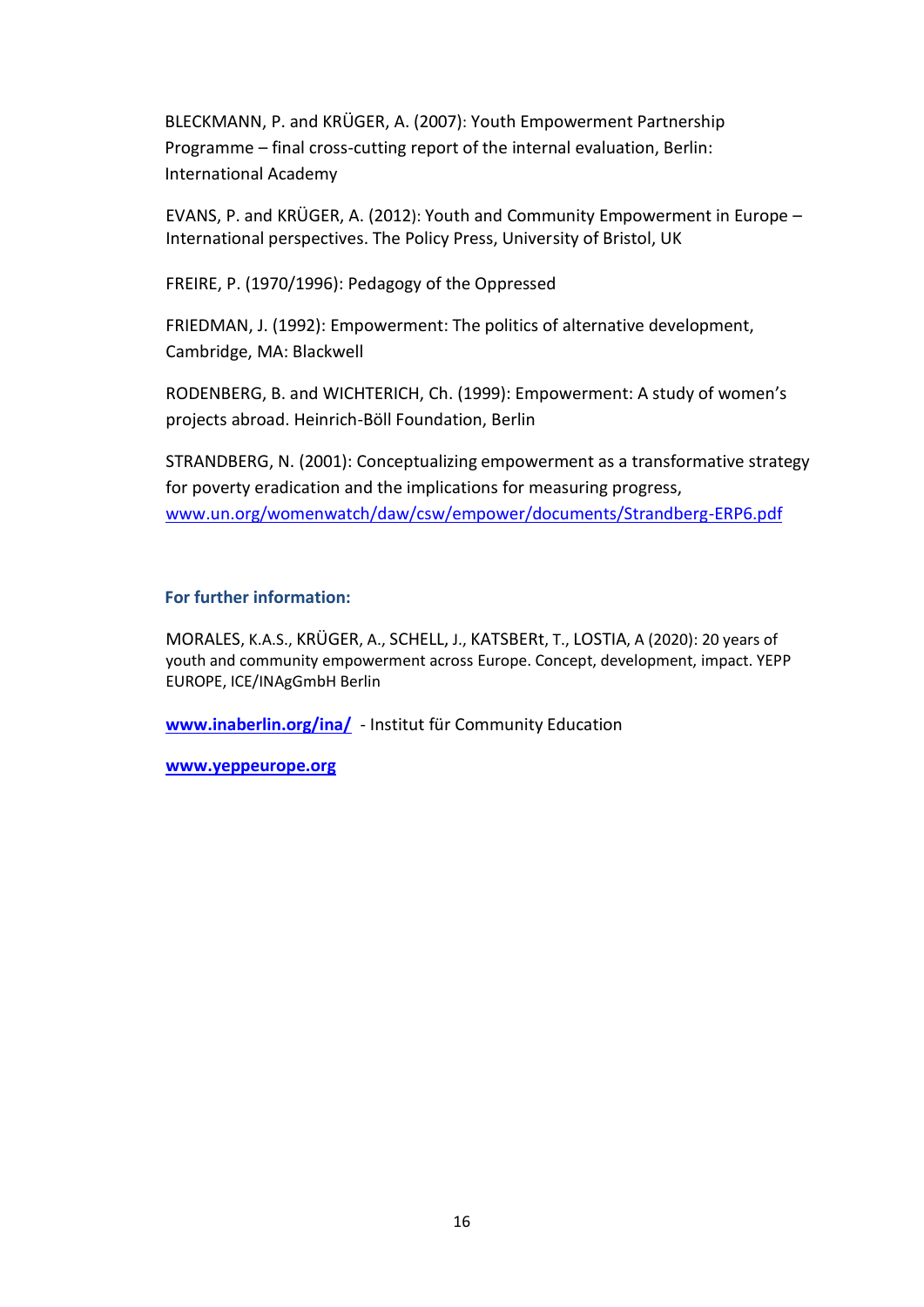BLECKMANN, P. and KRÜGER, A. (2007): Youth Empowerment Partnership Programme – final cross-cutting report of the internal evaluation, Berlin: International Academy

EVANS, P. and KRÜGER, A. (2012): Youth and Community Empowerment in Europe – International perspectives. The Policy Press, University of Bristol, UK

FREIRE, P. (1970/1996): Pedagogy of the Oppressed

FRIEDMAN, J. (1992): Empowerment: The politics of alternative development, Cambridge, MA: Blackwell

RODENBERG, B. and WICHTERICH, Ch. (1999): Empowerment: A study of women's projects abroad. Heinrich-Böll Foundation, Berlin

STRANDBERG, N. (2001): Conceptualizing empowerment as a transformative strategy for poverty eradication and the implications for measuring progress, www.un.org/womenwatch/daw/csw/empower/documents/Strandberg-ERP6.pdf

**For further information:**

MORALES, K.A.S., KRÜGER, A., SCHELL, J., KATSBERt, T., LOSTIA, A (2020): 20 years of youth and community empowerment across Europe. Concept, development, impact. YEPP EUROPE, ICE/INAgGmbH Berlin

**www.inaberlin.org/ina/** - Institut für Community Education

**www.yeppeurope.org**